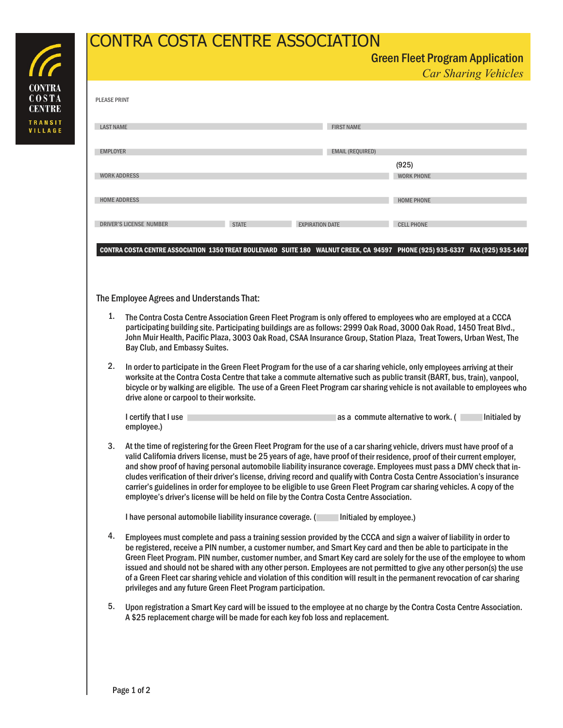CONTRA COSTA CENTRE TRANSIT VILLAGE

# CONTRA COSTA CENTRE ASSOCIATION

## Green Fleet Program Application

*Car Sharing Vehicles*

PLEASE PRINT

| | |
|---|---|
| LAST NAME | FIRST NAME |
| EMPLOYER | EMAIL (REQUIRED) |
| WORK ADDRESS | WORK PHONE (925) |
| HOME ADDRESS | HOME PHONE |

| | | | |
|---|---|---|---|
| DRIVER'S LICENSE NUMBER | STATE | EXPIRATION DATE | CELL PHONE |

**CONTRA COSTA CENTRE ASSOCIATION 1350 TREAT BOULEVARD SUITE 180 WALNUT CREEK, CA 94597 PHONE (925) 935-6337 FAX (925) 935-1407**

### The Employee Agrees and Understands That:

1. The Contra Costa Centre Association Green Fleet Program is only offered to employees who are employed at a CCCA participating building site. Participating buildings are as follows: 2999 Oak Road, 3000 Oak Road, 1450 Treat Blvd., John Muir Health, Pacific Plaza, 3003 Oak Road, CSAA Insurance Group, Station Plaza, Treat Towers, Urban West, The Bay Club, and Embassy Suites.

2. In order to participate in the Green Fleet Program for the use of a car sharing vehicle, only employees arriving at their worksite at the Contra Costa Centre that take a commute alternative such as public transit (BART, bus, train), vanpool, bicycle or by walking are eligible. The use of a Green Fleet Program car sharing vehicle is not available to employees who drive alone or carpool to their worksite.

   I certify that I use ______________________ as a commute alternative to work. (______ Initialed by employee.)

3. At the time of registering for the Green Fleet Program for the use of a car sharing vehicle, drivers must have proof of a valid California drivers license, must be 25 years of age, have proof of their residence, proof of their current employer, and show proof of having personal automobile liability insurance coverage. Employees must pass a DMV check that includes verification of their driver's license, driving record and qualify with Contra Costa Centre Association's insurance carrier's guidelines in order for employee to be eligible to use Green Fleet Program car sharing vehicles. A copy of the employee's driver's license will be held on file by the Contra Costa Centre Association.

   I have personal automobile liability insurance coverage. (______ Initialed by employee.)

4. Employees must complete and pass a training session provided by the CCCA and sign a waiver of liability in order to be registered, receive a PIN number, a customer number, and Smart Key card and then be able to participate in the Green Fleet Program. PIN number, customer number, and Smart Key card are solely for the use of the employee to whom issued and should not be shared with any other person. Employees are not permitted to give any other person(s) the use of a Green Fleet car sharing vehicle and violation of this condition will result in the permanent revocation of car sharing privileges and any future Green Fleet Program participation.

5. Upon registration a Smart Key card will be issued to the employee at no charge by the Contra Costa Centre Association. A $25 replacement charge will be made for each key fob loss and replacement.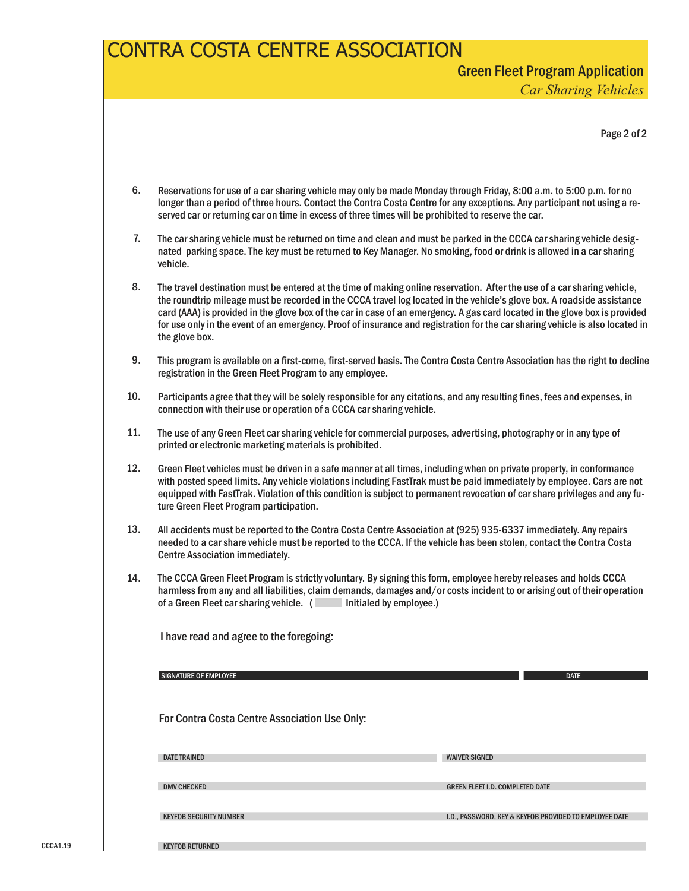# CONTRA COSTA CENTRE ASSOCIATION

## Green Fleet Program Application

*Car Sharing Vehicles*

6. Reservations for use of a car sharing vehicle may only be made Monday through Friday, 8:00 a.m. to 5:00 p.m. for no longer than a period of three hours. Contact the Contra Costa Centre for any exceptions. Any participant not using a reserved car or returning car on time in excess of three times will be prohibited to reserve the car.

7. The car sharing vehicle must be returned on time and clean and must be parked in the CCCA car sharing vehicle designated parking space. The key must be returned to Key Manager. No smoking, food or drink is allowed in a car sharing vehicle.

8. The travel destination must be entered at the time of making online reservation. After the use of a car sharing vehicle, the roundtrip mileage must be recorded in the CCCA travel log located in the vehicle's glove box. A roadside assistance card (AAA) is provided in the glove box of the car in case of an emergency. A gas card located in the glove box is provided for use only in the event of an emergency. Proof of insurance and registration for the car sharing vehicle is also located in the glove box.

9. This program is available on a first-come, first-served basis. The Contra Costa Centre Association has the right to decline registration in the Green Fleet Program to any employee.

10. Participants agree that they will be solely responsible for any citations, and any resulting fines, fees and expenses, in connection with their use or operation of a CCCA car sharing vehicle.

11. The use of any Green Fleet car sharing vehicle for commercial purposes, advertising, photography or in any type of printed or electronic marketing materials is prohibited.

12. Green Fleet vehicles must be driven in a safe manner at all times, including when on private property, in conformance with posted speed limits. Any vehicle violations including FastTrak must be paid immediately by employee. Cars are not equipped with FastTrak. Violation of this condition is subject to permanent revocation of car share privileges and any future Green Fleet Program participation.

13. All accidents must be reported to the Contra Costa Centre Association at (925) 935-6337 immediately. Any repairs needed to a car share vehicle must be reported to the CCCA. If the vehicle has been stolen, contact the Contra Costa Centre Association immediately.

14. The CCCA Green Fleet Program is strictly voluntary. By signing this form, employee hereby releases and holds CCCA harmless from any and all liabilities, claim demands, damages and/or costs incident to or arising out of their operation of a Green Fleet car sharing vehicle. ( ____ Initialed by employee.)

I have read and agree to the foregoing:

| SIGNATURE OF EMPLOYEE | DATE |
|---|---|
| | |

For Contra Costa Centre Association Use Only:

| | |
|---|---|
| DATE TRAINED | WAIVER SIGNED |
| DMV CHECKED | GREEN FLEET I.D. COMPLETED DATE |
| KEYFOB SECURITY NUMBER | I.D., PASSWORD, KEY & KEYFOB PROVIDED TO EMPLOYEE DATE |
| KEYFOB RETURNED | |

CCCA1.19